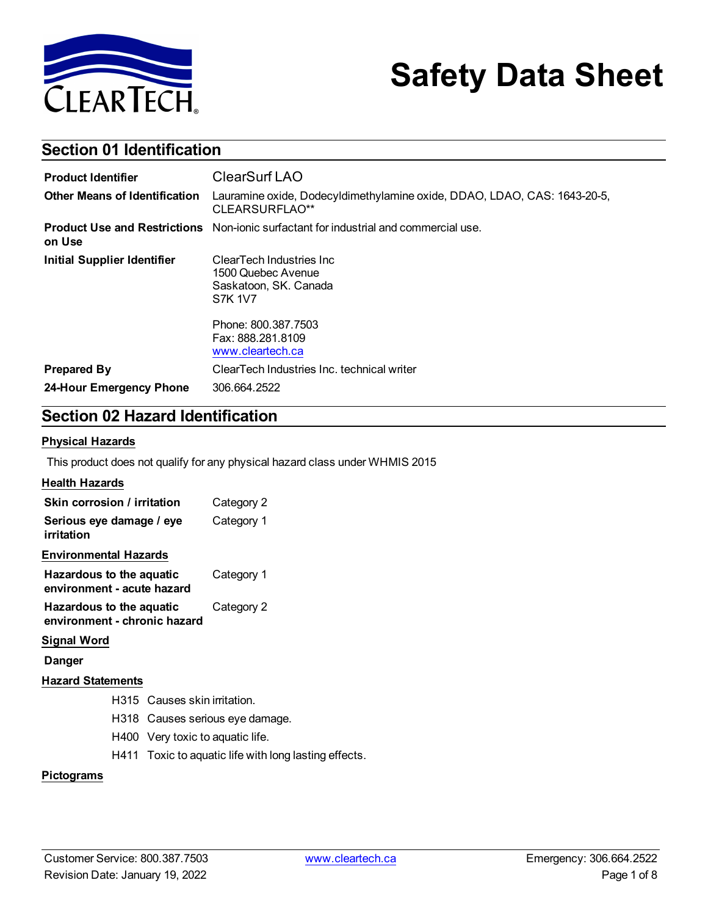# Safety Data Sheet

## Section 01 Identification

| | |
|---|---|
| **Product Identifier** | ClearSurf LAO |
| **Other Means of Identification** | Lauramine oxide, Dodecyldimethylamine oxide, DDAO, LDAO, CAS: 1643-20-5, CLEARSURFLAO** |
| **Product Use and Restrictions on Use** | Non-ionic surfactant for industrial and commercial use. |
| **Initial Supplier Identifier** | ClearTech Industries Inc<br>1500 Quebec Avenue<br>Saskatoon, SK. Canada<br>S7K 1V7<br><br>Phone: 800.387.7503<br>Fax: 888.281.8109<br>www.cleartech.ca |
| **Prepared By** | ClearTech Industries Inc. technical writer |
| **24-Hour Emergency Phone** | 306.664.2522 |

## Section 02 Hazard Identification

### Physical Hazards

This product does not qualify for any physical hazard class under WHMIS 2015

### Health Hazards

| | |
|---|---|
| **Skin corrosion / irritation** | Category 2 |
| **Serious eye damage / eye irritation** | Category 1 |

### Environmental Hazards

| | |
|---|---|
| **Hazardous to the aquatic environment - acute hazard** | Category 1 |
| **Hazardous to the aquatic environment - chronic hazard** | Category 2 |

### Signal Word

**Danger**

### Hazard Statements

- H315 Causes skin irritation.
- H318 Causes serious eye damage.
- H400 Very toxic to aquatic life.
- H411 Toxic to aquatic life with long lasting effects.

### Pictograms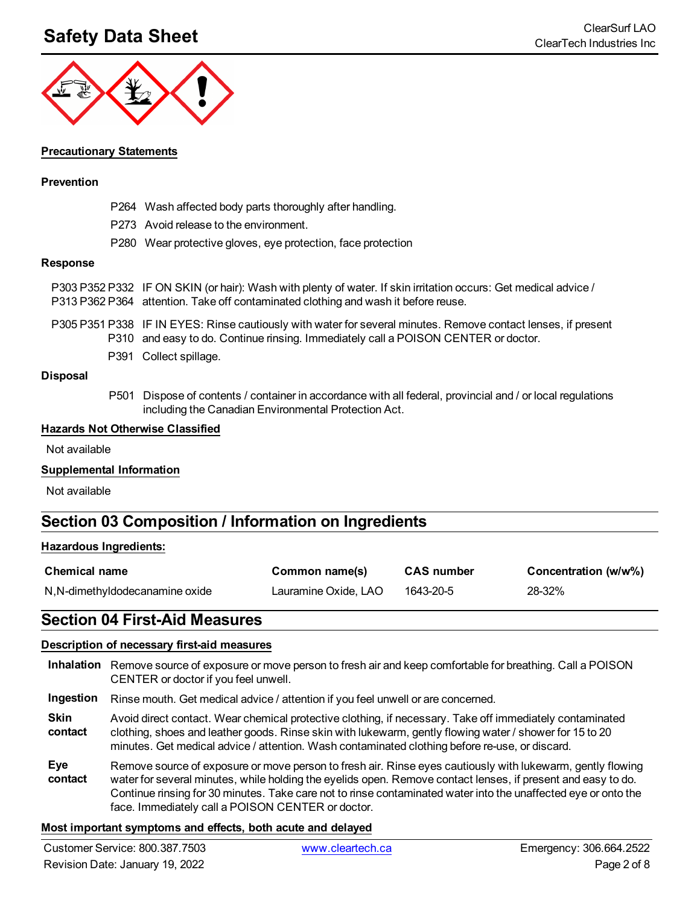#### Precautionary Statements

**Prevention**

P264 Wash affected body parts thoroughly after handling.

P273 Avoid release to the environment.

P280 Wear protective gloves, eye protection, face protection

**Response**

P303 P352 P332 P313 P362 P364 IF ON SKIN (or hair): Wash with plenty of water. If skin irritation occurs: Get medical advice / attention. Take off contaminated clothing and wash it before reuse.

P305 P351 P338 P310 IF IN EYES: Rinse cautiously with water for several minutes. Remove contact lenses, if present and easy to do. Continue rinsing. Immediately call a POISON CENTER or doctor.

P391 Collect spillage.

**Disposal**

P501 Dispose of contents / container in accordance with all federal, provincial and / or local regulations including the Canadian Environmental Protection Act.

#### Hazards Not Otherwise Classified

Not available

#### Supplemental Information

Not available

## Section 03 Composition / Information on Ingredients

#### Hazardous Ingredients:

| Chemical name | Common name(s) | CAS number | Concentration (w/w%) |
|---|---|---|---|
| N,N-dimethyldodecanamine oxide | Lauramine Oxide, LAO | 1643-20-5 | 28-32% |

## Section 04 First-Aid Measures

#### Description of necessary first-aid measures

**Inhalation** Remove source of exposure or move person to fresh air and keep comfortable for breathing. Call a POISON CENTER or doctor if you feel unwell.

**Ingestion** Rinse mouth. Get medical advice / attention if you feel unwell or are concerned.

**Skin contact** Avoid direct contact. Wear chemical protective clothing, if necessary. Take off immediately contaminated clothing, shoes and leather goods. Rinse skin with lukewarm, gently flowing water / shower for 15 to 20 minutes. Get medical advice / attention. Wash contaminated clothing before re-use, or discard.

**Eye contact** Remove source of exposure or move person to fresh air. Rinse eyes cautiously with lukewarm, gently flowing water for several minutes, while holding the eyelids open. Remove contact lenses, if present and easy to do. Continue rinsing for 30 minutes. Take care not to rinse contaminated water into the unaffected eye or onto the face. Immediately call a POISON CENTER or doctor.

#### Most important symptoms and effects, both acute and delayed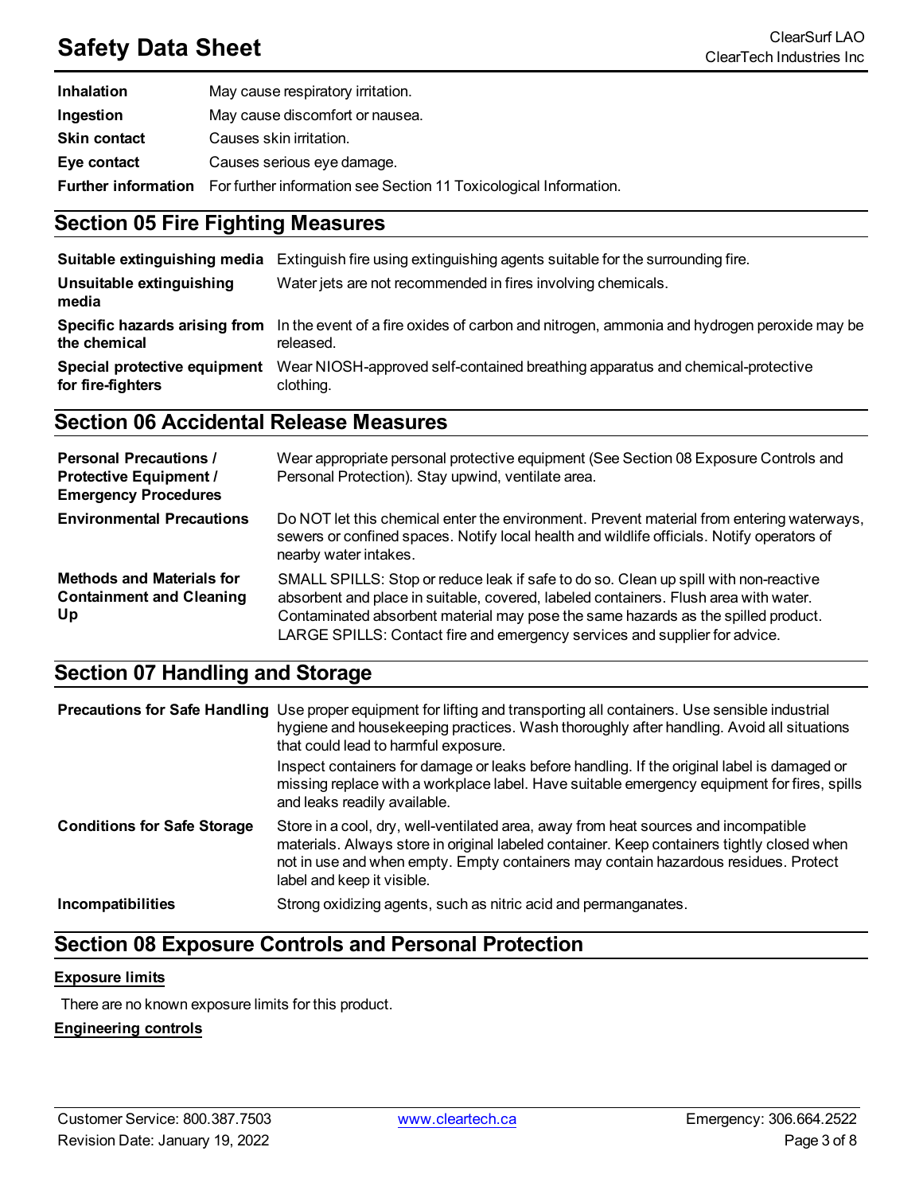| | |
|---|---|
| **Inhalation** | May cause respiratory irritation. |
| **Ingestion** | May cause discomfort or nausea. |
| **Skin contact** | Causes skin irritation. |
| **Eye contact** | Causes serious eye damage. |
| **Further information** | For further information see Section 11 Toxicological Information. |

## Section 05 Fire Fighting Measures

| | |
|---|---|
| **Suitable extinguishing media** | Extinguish fire using extinguishing agents suitable for the surrounding fire. |
| **Unsuitable extinguishing media** | Water jets are not recommended in fires involving chemicals. |
| **Specific hazards arising from the chemical** | In the event of a fire oxides of carbon and nitrogen, ammonia and hydrogen peroxide may be released. |
| **Special protective equipment for fire-fighters** | Wear NIOSH-approved self-contained breathing apparatus and chemical-protective clothing. |

## Section 06 Accidental Release Measures

| | |
|---|---|
| **Personal Precautions / Protective Equipment / Emergency Procedures** | Wear appropriate personal protective equipment (See Section 08 Exposure Controls and Personal Protection). Stay upwind, ventilate area. |
| **Environmental Precautions** | Do NOT let this chemical enter the environment. Prevent material from entering waterways, sewers or confined spaces. Notify local health and wildlife officials. Notify operators of nearby water intakes. |
| **Methods and Materials for Containment and Cleaning Up** | SMALL SPILLS: Stop or reduce leak if safe to do so. Clean up spill with non-reactive absorbent and place in suitable, covered, labeled containers. Flush area with water. Contaminated absorbent material may pose the same hazards as the spilled product. LARGE SPILLS: Contact fire and emergency services and supplier for advice. |

## Section 07 Handling and Storage

| | |
|---|---|
| **Precautions for Safe Handling** | Use proper equipment for lifting and transporting all containers. Use sensible industrial hygiene and housekeeping practices. Wash thoroughly after handling. Avoid all situations that could lead to harmful exposure.<br>Inspect containers for damage or leaks before handling. If the original label is damaged or missing replace with a workplace label. Have suitable emergency equipment for fires, spills and leaks readily available. |
| **Conditions for Safe Storage** | Store in a cool, dry, well-ventilated area, away from heat sources and incompatible materials. Always store in original labeled container. Keep containers tightly closed when not in use and when empty. Empty containers may contain hazardous residues. Protect label and keep it visible. |
| **Incompatibilities** | Strong oxidizing agents, such as nitric acid and permanganates. |

## Section 08 Exposure Controls and Personal Protection

**Exposure limits**

There are no known exposure limits for this product.

**Engineering controls**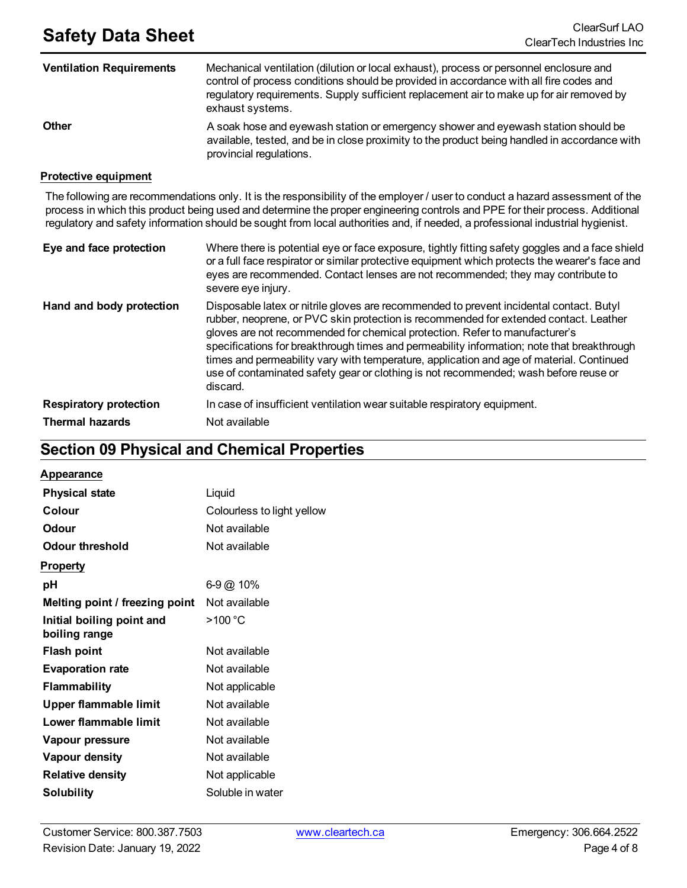| | |
|---|---|
| **Ventilation Requirements** | Mechanical ventilation (dilution or local exhaust), process or personnel enclosure and control of process conditions should be provided in accordance with all fire codes and regulatory requirements. Supply sufficient replacement air to make up for air removed by exhaust systems. |
| **Other** | A soak hose and eyewash station or emergency shower and eyewash station should be available, tested, and be in close proximity to the product being handled in accordance with provincial regulations. |

**Protective equipment**

The following are recommendations only. It is the responsibility of the employer / user to conduct a hazard assessment of the process in which this product being used and determine the proper engineering controls and PPE for their process. Additional regulatory and safety information should be sought from local authorities and, if needed, a professional industrial hygienist.

| | |
|---|---|
| **Eye and face protection** | Where there is potential eye or face exposure, tightly fitting safety goggles and a face shield or a full face respirator or similar protective equipment which protects the wearer's face and eyes are recommended. Contact lenses are not recommended; they may contribute to severe eye injury. |
| **Hand and body protection** | Disposable latex or nitrile gloves are recommended to prevent incidental contact. Butyl rubber, neoprene, or PVC skin protection is recommended for extended contact. Leather gloves are not recommended for chemical protection. Refer to manufacturer's specifications for breakthrough times and permeability information; note that breakthrough times and permeability vary with temperature, application and age of material. Continued use of contaminated safety gear or clothing is not recommended; wash before reuse or discard. |
| **Respiratory protection** | In case of insufficient ventilation wear suitable respiratory equipment. |
| **Thermal hazards** | Not available |

## Section 09 Physical and Chemical Properties

**Appearance**

| | |
|---|---|
| **Physical state** | Liquid |
| **Colour** | Colourless to light yellow |
| **Odour** | Not available |
| **Odour threshold** | Not available |

**Property**

| | |
|---|---|
| **pH** | 6-9 @ 10% |
| **Melting point / freezing point** | Not available |
| **Initial boiling point and boiling range** | >100 °C |
| **Flash point** | Not available |
| **Evaporation rate** | Not available |
| **Flammability** | Not applicable |
| **Upper flammable limit** | Not available |
| **Lower flammable limit** | Not available |
| **Vapour pressure** | Not available |
| **Vapour density** | Not available |
| **Relative density** | Not applicable |
| **Solubility** | Soluble in water |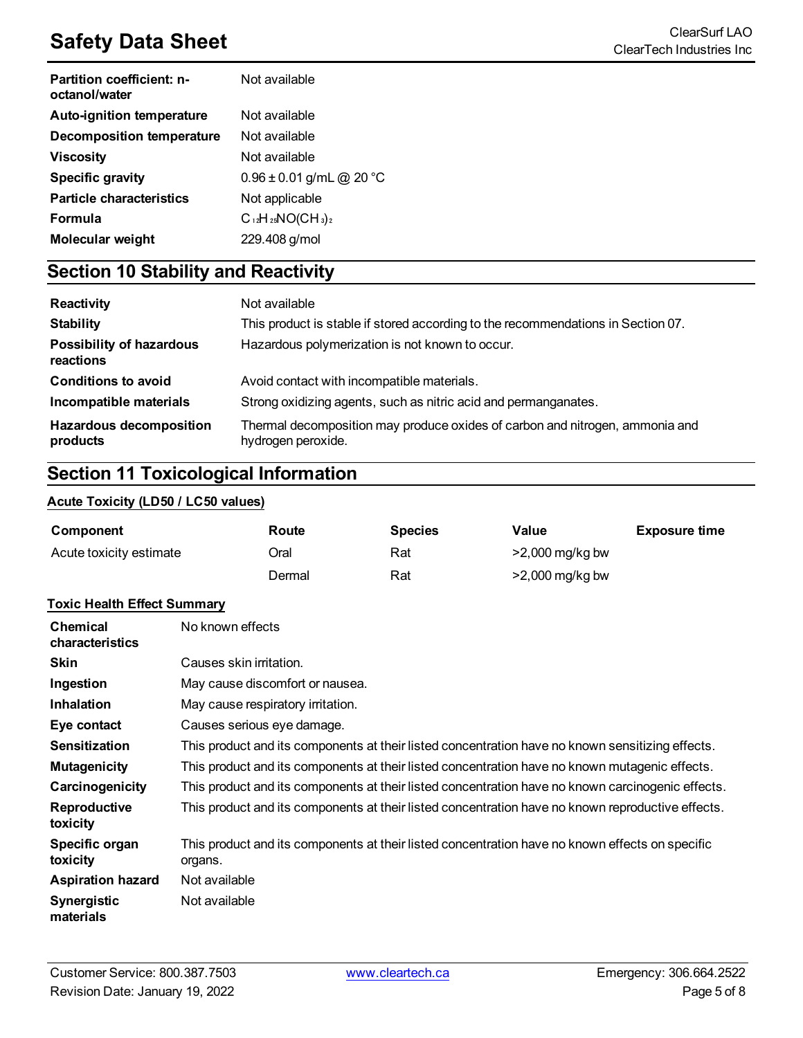| Partition coefficient: n-octanol/water | Not available |
|---|---|
| Auto-ignition temperature | Not available |
| Decomposition temperature | Not available |
| Viscosity | Not available |
| Specific gravity | 0.96 ± 0.01 g/mL @ 20 °C |
| Particle characteristics | Not applicable |
| Formula | $C_{12}H_{25}NO(CH_3)_2$ |
| Molecular weight | 229.408 g/mol |

## Section 10 Stability and Reactivity

| Reactivity | Not available |
|---|---|
| Stability | This product is stable if stored according to the recommendations in Section 07. |
| Possibility of hazardous reactions | Hazardous polymerization is not known to occur. |
| Conditions to avoid | Avoid contact with incompatible materials. |
| Incompatible materials | Strong oxidizing agents, such as nitric acid and permanganates. |
| Hazardous decomposition products | Thermal decomposition may produce oxides of carbon and nitrogen, ammonia and hydrogen peroxide. |

## Section 11 Toxicological Information

### Acute Toxicity (LD50 / LC50 values)

| Component | Route | Species | Value | Exposure time |
|---|---|---|---|---|
| Acute toxicity estimate | Oral | Rat | >2,000 mg/kg bw | |
| | Dermal | Rat | >2,000 mg/kg bw | |

### Toxic Health Effect Summary

| Chemical characteristics | No known effects |
|---|---|
| Skin | Causes skin irritation. |
| Ingestion | May cause discomfort or nausea. |
| Inhalation | May cause respiratory irritation. |
| Eye contact | Causes serious eye damage. |
| Sensitization | This product and its components at their listed concentration have no known sensitizing effects. |
| Mutagenicity | This product and its components at their listed concentration have no known mutagenic effects. |
| Carcinogenicity | This product and its components at their listed concentration have no known carcinogenic effects. |
| Reproductive toxicity | This product and its components at their listed concentration have no known reproductive effects. |
| Specific organ toxicity | This product and its components at their listed concentration have no known effects on specific organs. |
| Aspiration hazard | Not available |
| Synergistic materials | Not available |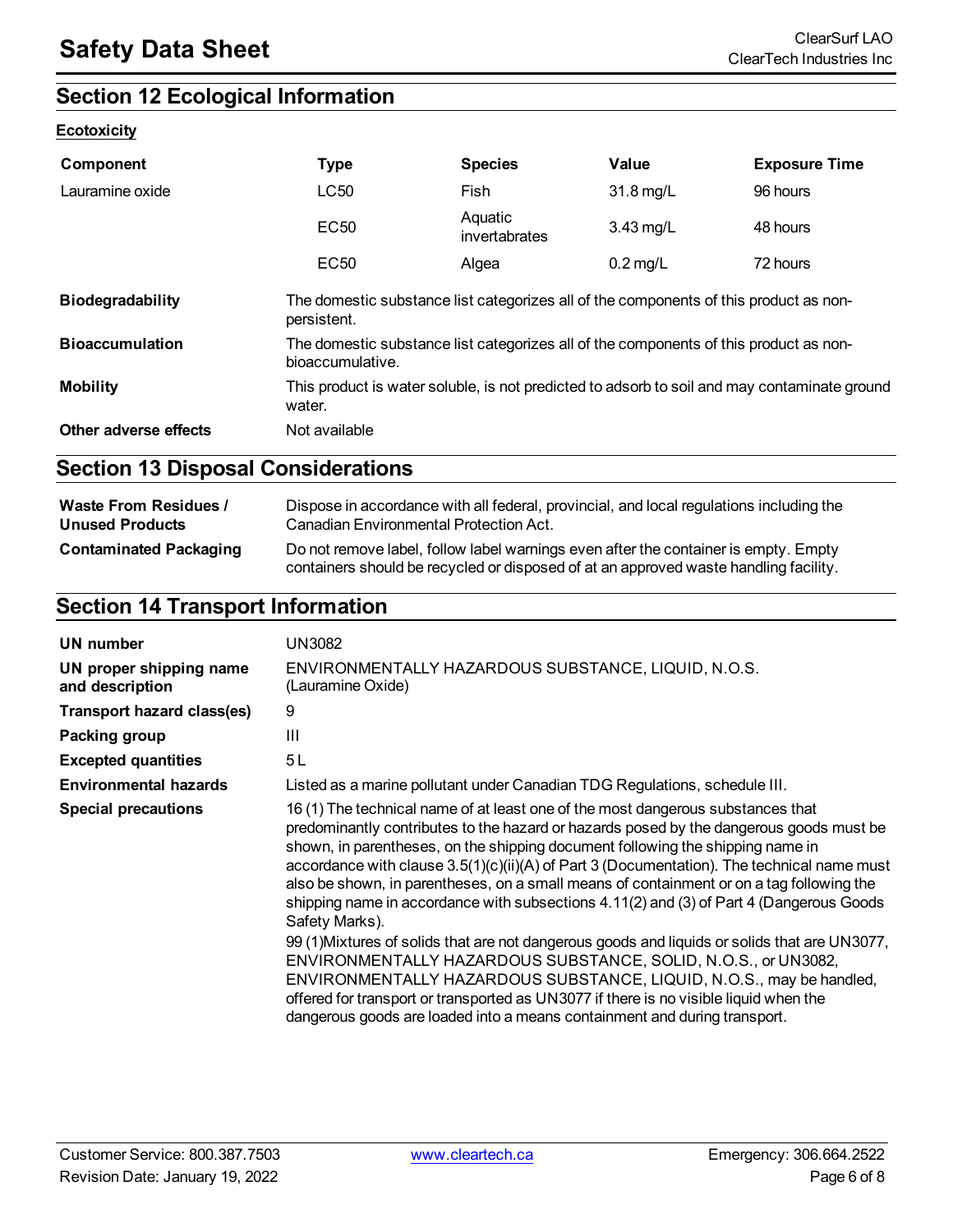## Section 12 Ecological Information

**Ecotoxicity**

| Component | Type | Species | Value | Exposure Time |
|---|---|---|---|---|
| Lauramine oxide | LC50 | Fish | 31.8 mg/L | 96 hours |
| | EC50 | Aquatic invertabrates | 3.43 mg/L | 48 hours |
| | EC50 | Algea | 0.2 mg/L | 72 hours |

| | |
|---|---|
| **Biodegradability** | The domestic substance list categorizes all of the components of this product as non-persistent. |
| **Bioaccumulation** | The domestic substance list categorizes all of the components of this product as non-bioaccumulative. |
| **Mobility** | This product is water soluble, is not predicted to adsorb to soil and may contaminate ground water. |
| **Other adverse effects** | Not available |

## Section 13 Disposal Considerations

| | |
|---|---|
| **Waste From Residues / Unused Products** | Dispose in accordance with all federal, provincial, and local regulations including the Canadian Environmental Protection Act. |
| **Contaminated Packaging** | Do not remove label, follow label warnings even after the container is empty. Empty containers should be recycled or disposed of at an approved waste handling facility. |

## Section 14 Transport Information

| | |
|---|---|
| **UN number** | UN3082 |
| **UN proper shipping name and description** | ENVIRONMENTALLY HAZARDOUS SUBSTANCE, LIQUID, N.O.S. (Lauramine Oxide) |
| **Transport hazard class(es)** | 9 |
| **Packing group** | III |
| **Excepted quantities** | 5 L |
| **Environmental hazards** | Listed as a marine pollutant under Canadian TDG Regulations, schedule III. |
| **Special precautions** | 16 (1) The technical name of at least one of the most dangerous substances that predominantly contributes to the hazard or hazards posed by the dangerous goods must be shown, in parentheses, on the shipping document following the shipping name in accordance with clause 3.5(1)(c)(ii)(A) of Part 3 (Documentation). The technical name must also be shown, in parentheses, on a small means of containment or on a tag following the shipping name in accordance with subsections 4.11(2) and (3) of Part 4 (Dangerous Goods Safety Marks).<br>99 (1)Mixtures of solids that are not dangerous goods and liquids or solids that are UN3077, ENVIRONMENTALLY HAZARDOUS SUBSTANCE, SOLID, N.O.S., or UN3082, ENVIRONMENTALLY HAZARDOUS SUBSTANCE, LIQUID, N.O.S., may be handled, offered for transport or transported as UN3077 if there is no visible liquid when the dangerous goods are loaded into a means containment and during transport. |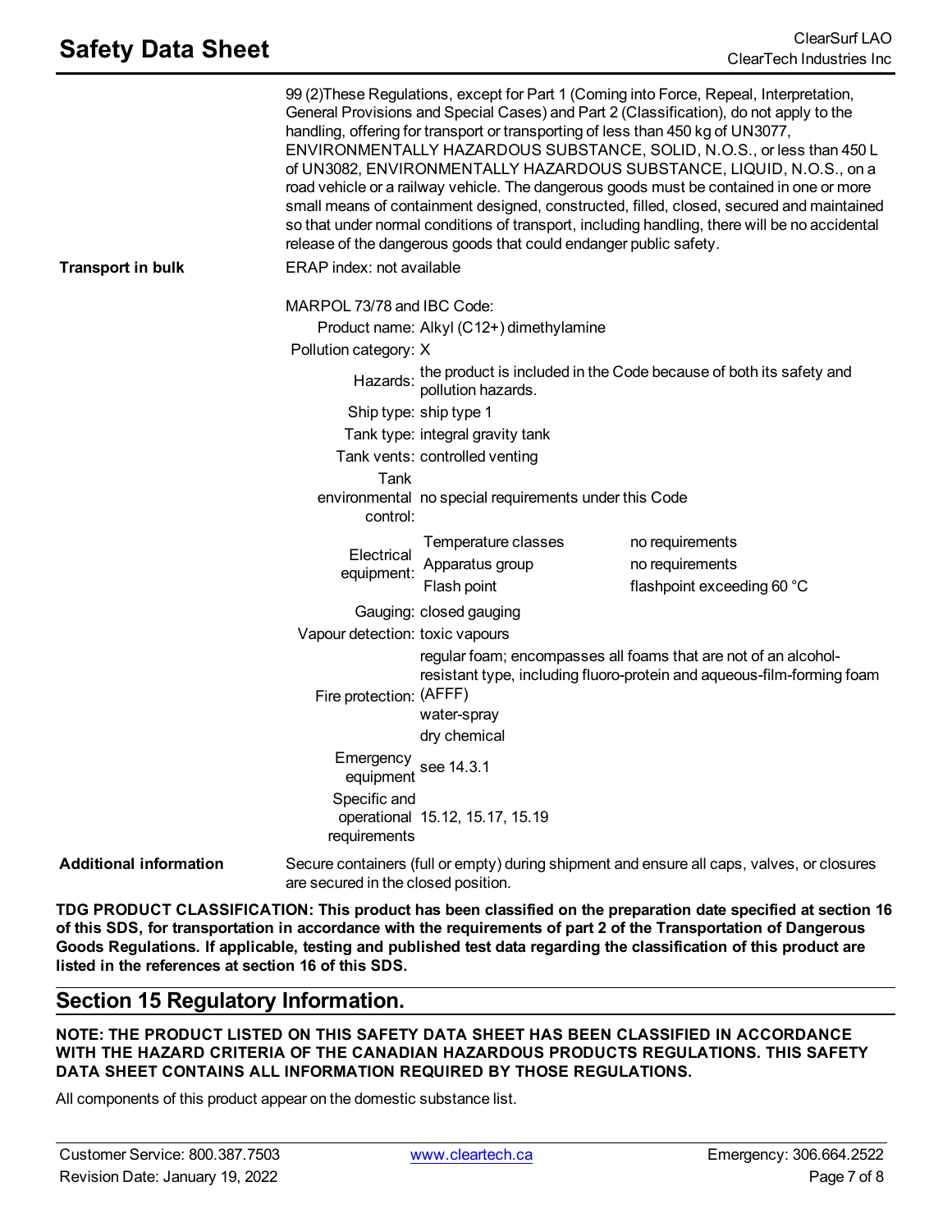99 (2)These Regulations, except for Part 1 (Coming into Force, Repeal, Interpretation, General Provisions and Special Cases) and Part 2 (Classification), do not apply to the handling, offering for transport or transporting of less than 450 kg of UN3077, ENVIRONMENTALLY HAZARDOUS SUBSTANCE, SOLID, N.O.S., or less than 450 L of UN3082, ENVIRONMENTALLY HAZARDOUS SUBSTANCE, LIQUID, N.O.S., on a road vehicle or a railway vehicle. The dangerous goods must be contained in one or more small means of containment designed, constructed, filled, closed, secured and maintained so that under normal conditions of transport, including handling, there will be no accidental release of the dangerous goods that could endanger public safety.

**Transport in bulk**

ERAP index: not available

MARPOL 73/78 and IBC Code:

| | | |
|---|---|---|
| Product name: | Alkyl (C12+) dimethylamine | |
| Pollution category: | X | |
| Hazards: | the product is included in the Code because of both its safety and pollution hazards. | |
| Ship type: | ship type 1 | |
| Tank type: | integral gravity tank | |
| Tank vents: | controlled venting | |
| Tank environmental control: | no special requirements under this Code | |
| Electrical equipment: | Temperature classes | no requirements |
| | Apparatus group | no requirements |
| | Flash point | flashpoint exceeding 60 °C |
| Gauging: | closed gauging | |
| Vapour detection: | toxic vapours | |
| Fire protection: | regular foam; encompasses all foams that are not of an alcohol-resistant type, including fluoro-protein and aqueous-film-forming foam (AFFF)<br>water-spray<br>dry chemical | |
| Emergency equipment | see 14.3.1 | |
| Specific and operational requirements | 15.12, 15.17, 15.19 | |

**Additional information**

Secure containers (full or empty) during shipment and ensure all caps, valves, or closures are secured in the closed position.

**TDG PRODUCT CLASSIFICATION: This product has been classified on the preparation date specified at section 16 of this SDS, for transportation in accordance with the requirements of part 2 of the Transportation of Dangerous Goods Regulations. If applicable, testing and published test data regarding the classification of this product are listed in the references at section 16 of this SDS.**

## Section 15 Regulatory Information.

**NOTE: THE PRODUCT LISTED ON THIS SAFETY DATA SHEET HAS BEEN CLASSIFIED IN ACCORDANCE WITH THE HAZARD CRITERIA OF THE CANADIAN HAZARDOUS PRODUCTS REGULATIONS. THIS SAFETY DATA SHEET CONTAINS ALL INFORMATION REQUIRED BY THOSE REGULATIONS.**

All components of this product appear on the domestic substance list.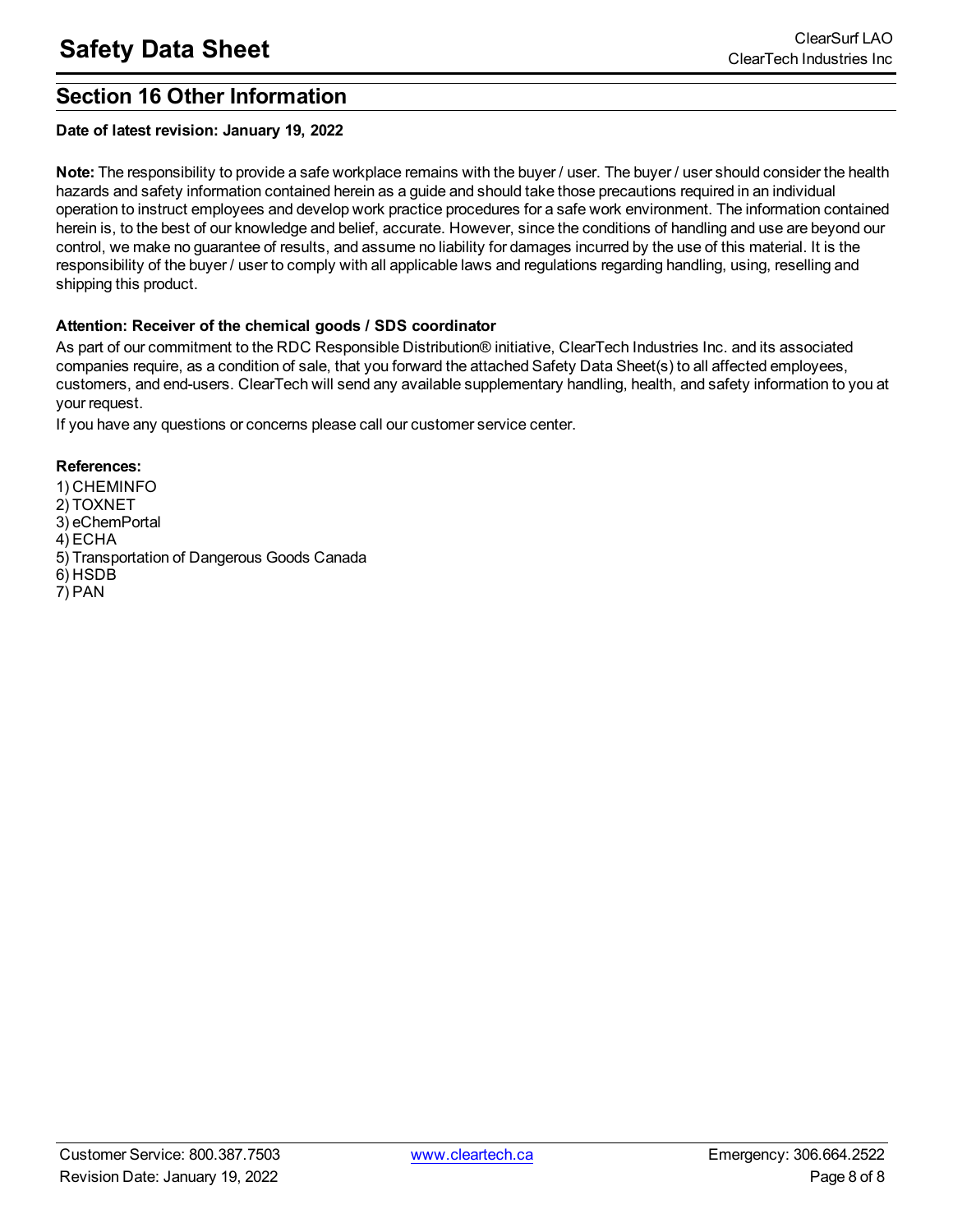## Section 16 Other Information

**Date of latest revision: January 19, 2022**

**Note:** The responsibility to provide a safe workplace remains with the buyer / user. The buyer / user should consider the health hazards and safety information contained herein as a guide and should take those precautions required in an individual operation to instruct employees and develop work practice procedures for a safe work environment. The information contained herein is, to the best of our knowledge and belief, accurate. However, since the conditions of handling and use are beyond our control, we make no guarantee of results, and assume no liability for damages incurred by the use of this material. It is the responsibility of the buyer / user to comply with all applicable laws and regulations regarding handling, using, reselling and shipping this product.

**Attention: Receiver of the chemical goods / SDS coordinator**

As part of our commitment to the RDC Responsible Distribution® initiative, ClearTech Industries Inc. and its associated companies require, as a condition of sale, that you forward the attached Safety Data Sheet(s) to all affected employees, customers, and end-users. ClearTech will send any available supplementary handling, health, and safety information to you at your request.

If you have any questions or concerns please call our customer service center.

**References:**

1) CHEMINFO
2) TOXNET
3) eChemPortal
4) ECHA
5) Transportation of Dangerous Goods Canada
6) HSDB
7) PAN